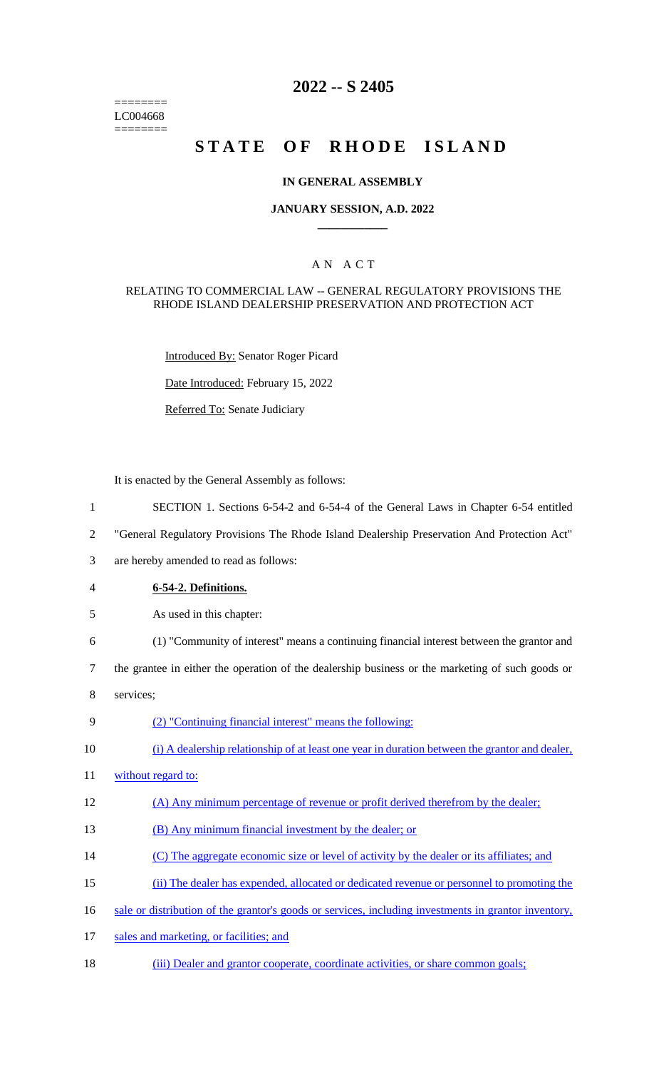========
LC004668
========

# 2022 -- S 2405

# STATE OF RHODE ISLAND

## IN GENERAL ASSEMBLY

### JANUARY SESSION, A.D. 2022

### A N A C T

RELATING TO COMMERCIAL LAW -- GENERAL REGULATORY PROVISIONS THE RHODE ISLAND DEALERSHIP PRESERVATION AND PROTECTION ACT

Introduced By: Senator Roger Picard

Date Introduced: February 15, 2022

Referred To: Senate Judiciary

It is enacted by the General Assembly as follows:

1 SECTION 1. Sections 6-54-2 and 6-54-4 of the General Laws in Chapter 6-54 entitled
2 "General Regulatory Provisions The Rhode Island Dealership Preservation And Protection Act"
3 are hereby amended to read as follows:

4 **6-54-2. Definitions.**

5 As used in this chapter:

6 (1) "Community of interest" means a continuing financial interest between the grantor and
7 the grantee in either the operation of the dealership business or the marketing of such goods or
8 services;

9 (2) "Continuing financial interest" means the following:

10 (i) A dealership relationship of at least one year in duration between the grantor and dealer,
11 without regard to:

12 (A) Any minimum percentage of revenue or profit derived therefrom by the dealer;

13 (B) Any minimum financial investment by the dealer; or

14 (C) The aggregate economic size or level of activity by the dealer or its affiliates; and

15 (ii) The dealer has expended, allocated or dedicated revenue or personnel to promoting the
16 sale or distribution of the grantor's goods or services, including investments in grantor inventory,
17 sales and marketing, or facilities; and

18 (iii) Dealer and grantor cooperate, coordinate activities, or share common goals;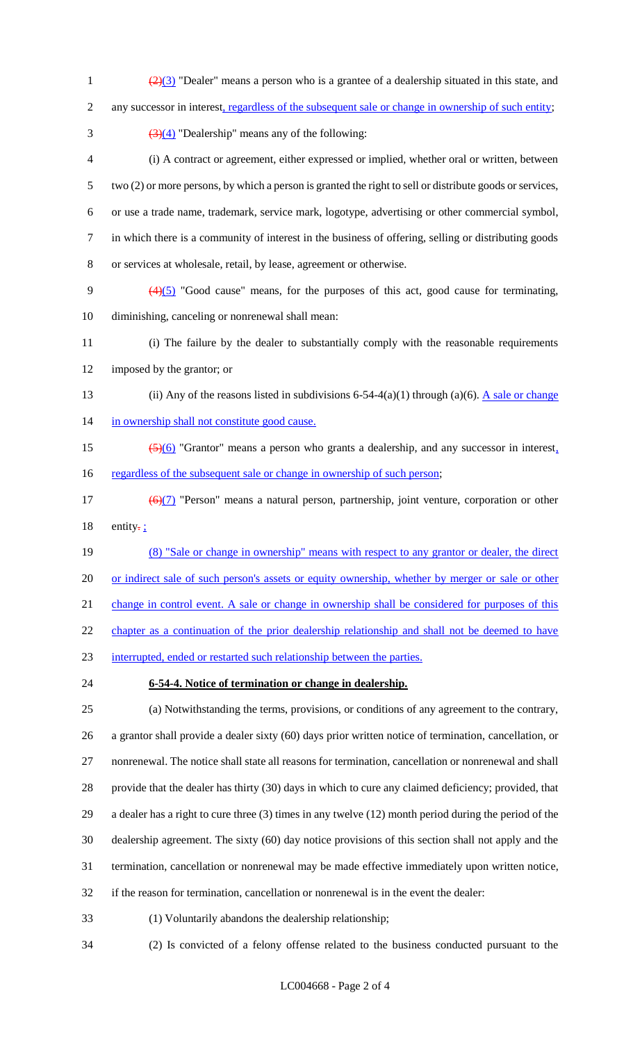(2)(3) "Dealer" means a person who is a grantee of a dealership situated in this state, and any successor in interest, regardless of the subsequent sale or change in ownership of such entity;

(3)(4) "Dealership" means any of the following:

(i) A contract or agreement, either expressed or implied, whether oral or written, between two (2) or more persons, by which a person is granted the right to sell or distribute goods or services, or use a trade name, trademark, service mark, logotype, advertising or other commercial symbol, in which there is a community of interest in the business of offering, selling or distributing goods or services at wholesale, retail, by lease, agreement or otherwise.

(4)(5) "Good cause" means, for the purposes of this act, good cause for terminating, diminishing, canceling or nonrenewal shall mean:

(i) The failure by the dealer to substantially comply with the reasonable requirements imposed by the grantor; or

(ii) Any of the reasons listed in subdivisions 6-54-4(a)(1) through (a)(6). A sale or change in ownership shall not constitute good cause.

(5)(6) "Grantor" means a person who grants a dealership, and any successor in interest, regardless of the subsequent sale or change in ownership of such person;

(6)(7) "Person" means a natural person, partnership, joint venture, corporation or other entity. ;

(8) "Sale or change in ownership" means with respect to any grantor or dealer, the direct or indirect sale of such person's assets or equity ownership, whether by merger or sale or other change in control event. A sale or change in ownership shall be considered for purposes of this chapter as a continuation of the prior dealership relationship and shall not be deemed to have interrupted, ended or restarted such relationship between the parties.

**6-54-4. Notice of termination or change in dealership.**

(a) Notwithstanding the terms, provisions, or conditions of any agreement to the contrary, a grantor shall provide a dealer sixty (60) days prior written notice of termination, cancellation, or nonrenewal. The notice shall state all reasons for termination, cancellation or nonrenewal and shall provide that the dealer has thirty (30) days in which to cure any claimed deficiency; provided, that a dealer has a right to cure three (3) times in any twelve (12) month period during the period of the dealership agreement. The sixty (60) day notice provisions of this section shall not apply and the termination, cancellation or nonrenewal may be made effective immediately upon written notice, if the reason for termination, cancellation or nonrenewal is in the event the dealer:

(1) Voluntarily abandons the dealership relationship;

(2) Is convicted of a felony offense related to the business conducted pursuant to the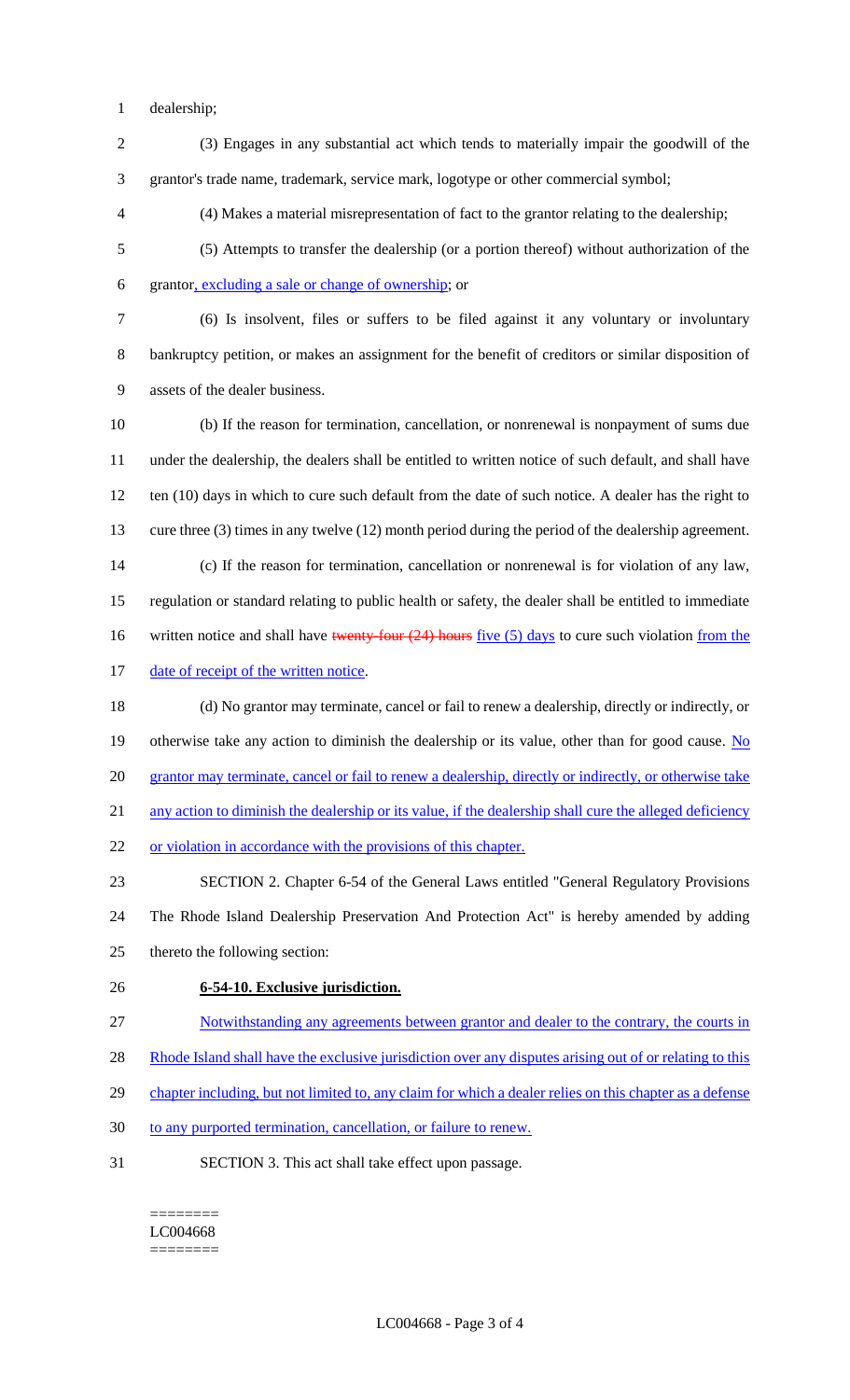dealership;

(3) Engages in any substantial act which tends to materially impair the goodwill of the grantor's trade name, trademark, service mark, logotype or other commercial symbol;

(4) Makes a material misrepresentation of fact to the grantor relating to the dealership;

(5) Attempts to transfer the dealership (or a portion thereof) without authorization of the grantor, excluding a sale or change of ownership; or

(6) Is insolvent, files or suffers to be filed against it any voluntary or involuntary bankruptcy petition, or makes an assignment for the benefit of creditors or similar disposition of assets of the dealer business.

(b) If the reason for termination, cancellation, or nonrenewal is nonpayment of sums due under the dealership, the dealers shall be entitled to written notice of such default, and shall have ten (10) days in which to cure such default from the date of such notice. A dealer has the right to cure three (3) times in any twelve (12) month period during the period of the dealership agreement.

(c) If the reason for termination, cancellation or nonrenewal is for violation of any law, regulation or standard relating to public health or safety, the dealer shall be entitled to immediate written notice and shall have ~~twenty-four (24) hours~~ five (5) days to cure such violation from the date of receipt of the written notice.

(d) No grantor may terminate, cancel or fail to renew a dealership, directly or indirectly, or otherwise take any action to diminish the dealership or its value, other than for good cause. No grantor may terminate, cancel or fail to renew a dealership, directly or indirectly, or otherwise take any action to diminish the dealership or its value, if the dealership shall cure the alleged deficiency or violation in accordance with the provisions of this chapter.

SECTION 2. Chapter 6-54 of the General Laws entitled "General Regulatory Provisions The Rhode Island Dealership Preservation And Protection Act" is hereby amended by adding thereto the following section:

**6-54-10. Exclusive jurisdiction.**

Notwithstanding any agreements between grantor and dealer to the contrary, the courts in Rhode Island shall have the exclusive jurisdiction over any disputes arising out of or relating to this chapter including, but not limited to, any claim for which a dealer relies on this chapter as a defense to any purported termination, cancellation, or failure to renew.

SECTION 3. This act shall take effect upon passage.

========
LC004668
========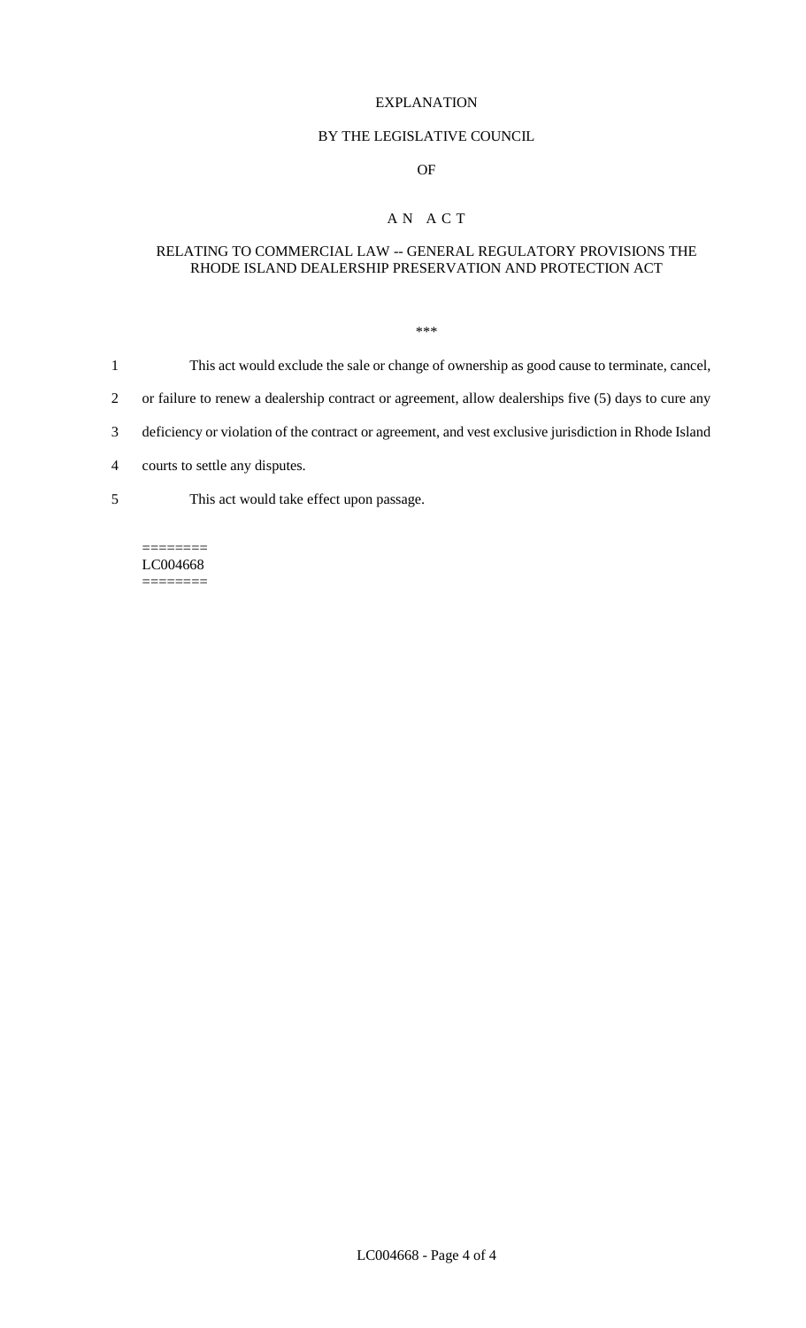EXPLANATION

BY THE LEGISLATIVE COUNCIL

OF

A N  A C T

RELATING TO COMMERCIAL LAW -- GENERAL REGULATORY PROVISIONS THE RHODE ISLAND DEALERSHIP PRESERVATION AND PROTECTION ACT

\*\*\*

1 This act would exclude the sale or change of ownership as good cause to terminate, cancel,
2 or failure to renew a dealership contract or agreement, allow dealerships five (5) days to cure any
3 deficiency or violation of the contract or agreement, and vest exclusive jurisdiction in Rhode Island
4 courts to settle any disputes.
5 This act would take effect upon passage.

========
LC004668
========